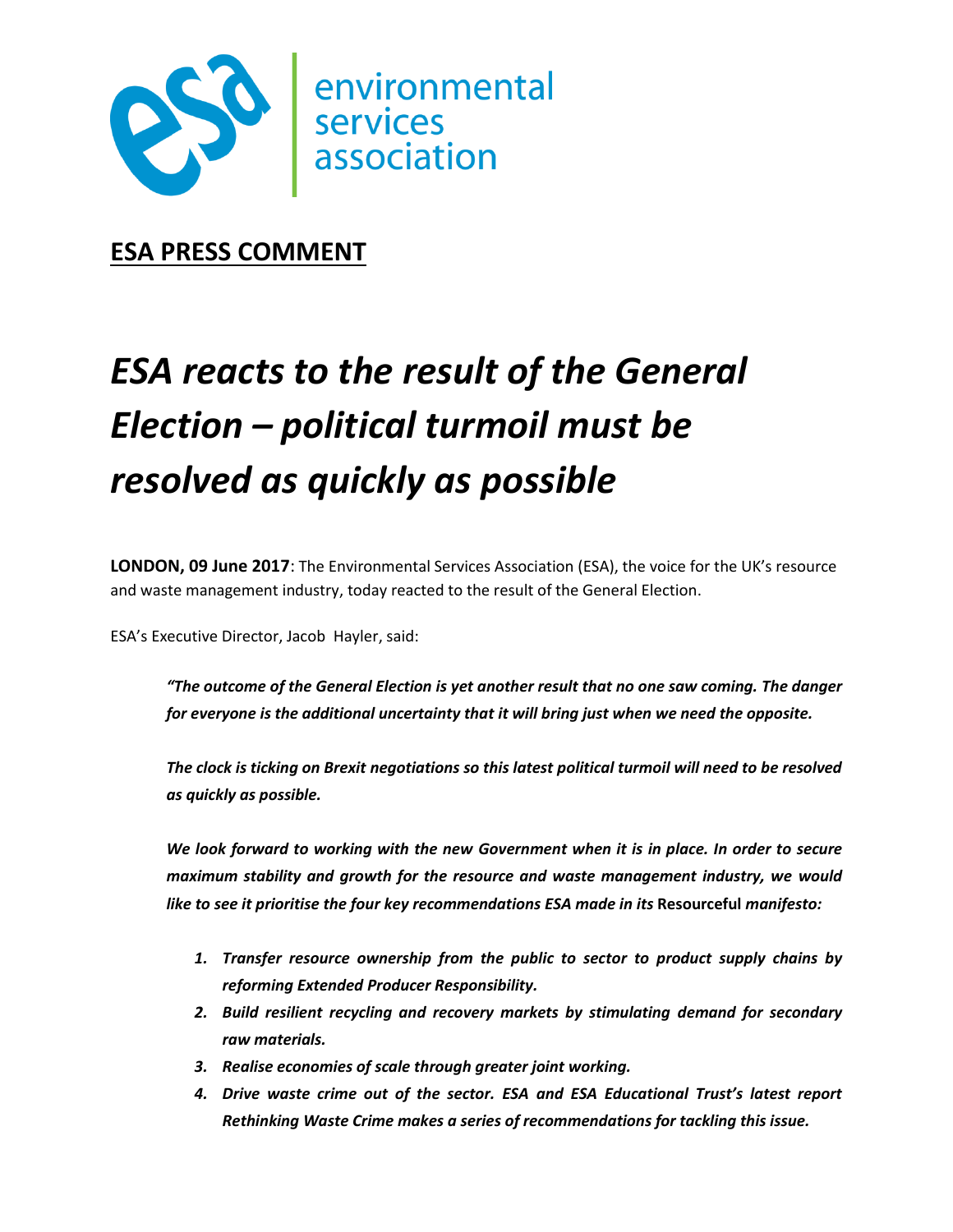environmental
services
association

**ESA PRESS COMMENT**

# *ESA reacts to the result of the General Election – political turmoil must be resolved as quickly as possible*

**LONDON, 09 June 2017**: The Environmental Services Association (ESA), the voice for the UK's resource and waste management industry, today reacted to the result of the General Election.

ESA's Executive Director, Jacob Hayler, said:

> ***"The outcome of the General Election is yet another result that no one saw coming. The danger for everyone is the additional uncertainty that it will bring just when we need the opposite.***
>
> ***The clock is ticking on Brexit negotiations so this latest political turmoil will need to be resolved as quickly as possible.***
>
> ***We look forward to working with the new Government when it is in place. In order to secure maximum stability and growth for the resource and waste management industry, we would like to see it prioritise the four key recommendations ESA made in its*** **Resourceful** ***manifesto:***
>
> 1. ***Transfer resource ownership from the public to sector to product supply chains by reforming Extended Producer Responsibility.***
> 2. ***Build resilient recycling and recovery markets by stimulating demand for secondary raw materials.***
> 3. ***Realise economies of scale through greater joint working.***
> 4. ***Drive waste crime out of the sector. ESA and ESA Educational Trust's latest report Rethinking Waste Crime makes a series of recommendations for tackling this issue.***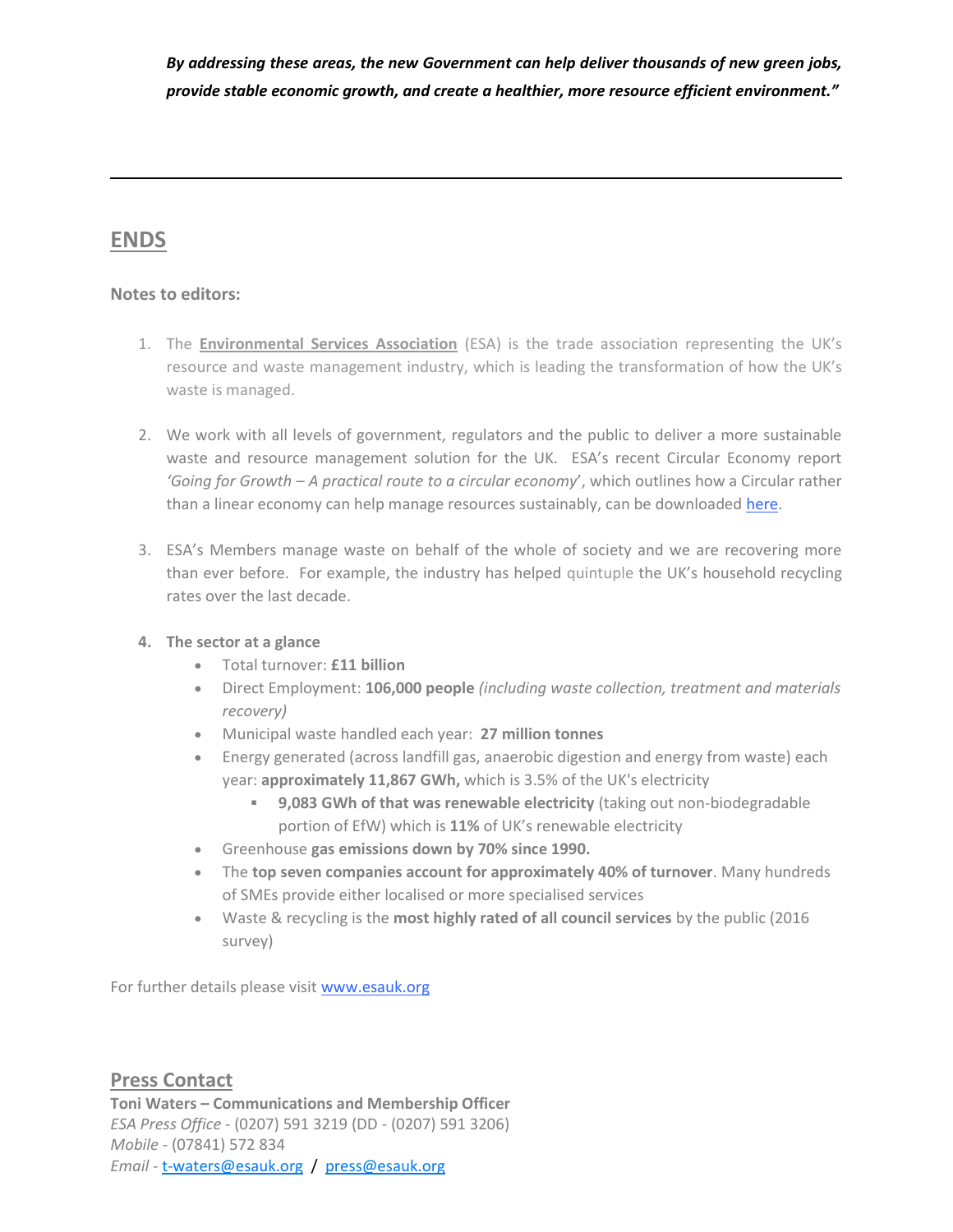***By addressing these areas, the new Government can help deliver thousands of new green jobs, provide stable economic growth, and create a healthier, more resource efficient environment."***

---

## ENDS

**Notes to editors:**

1. The **Environmental Services Association** (ESA) is the trade association representing the UK's resource and waste management industry, which is leading the transformation of how the UK's waste is managed.

2. We work with all levels of government, regulators and the public to deliver a more sustainable waste and resource management solution for the UK. ESA's recent Circular Economy report *'Going for Growth – A practical route to a circular economy*', which outlines how a Circular rather than a linear economy can help manage resources sustainably, can be downloaded here.

3. ESA's Members manage waste on behalf of the whole of society and we are recovering more than ever before. For example, the industry has helped quintuple the UK's household recycling rates over the last decade.

4. **The sector at a glance**
   - Total turnover: **£11 billion**
   - Direct Employment: **106,000 people** *(including waste collection, treatment and materials recovery)*
   - Municipal waste handled each year: **27 million tonnes**
   - Energy generated (across landfill gas, anaerobic digestion and energy from waste) each year: **approximately 11,867 GWh,** which is 3.5% of the UK's electricity
     - **9,083 GWh of that was renewable electricity** (taking out non-biodegradable portion of EfW) which is **11%** of UK's renewable electricity
   - Greenhouse **gas emissions down by 70% since 1990.**
   - The **top seven companies account for approximately 40% of turnover**. Many hundreds of SMEs provide either localised or more specialised services
   - Waste & recycling is the **most highly rated of all council services** by the public (2016 survey)

For further details please visit www.esauk.org

## Press Contact

**Toni Waters – Communications and Membership Officer**
*ESA Press Office* - (0207) 591 3219 (DD - (0207) 591 3206)
*Mobile* - (07841) 572 834
*Email* - t-waters@esauk.org / press@esauk.org